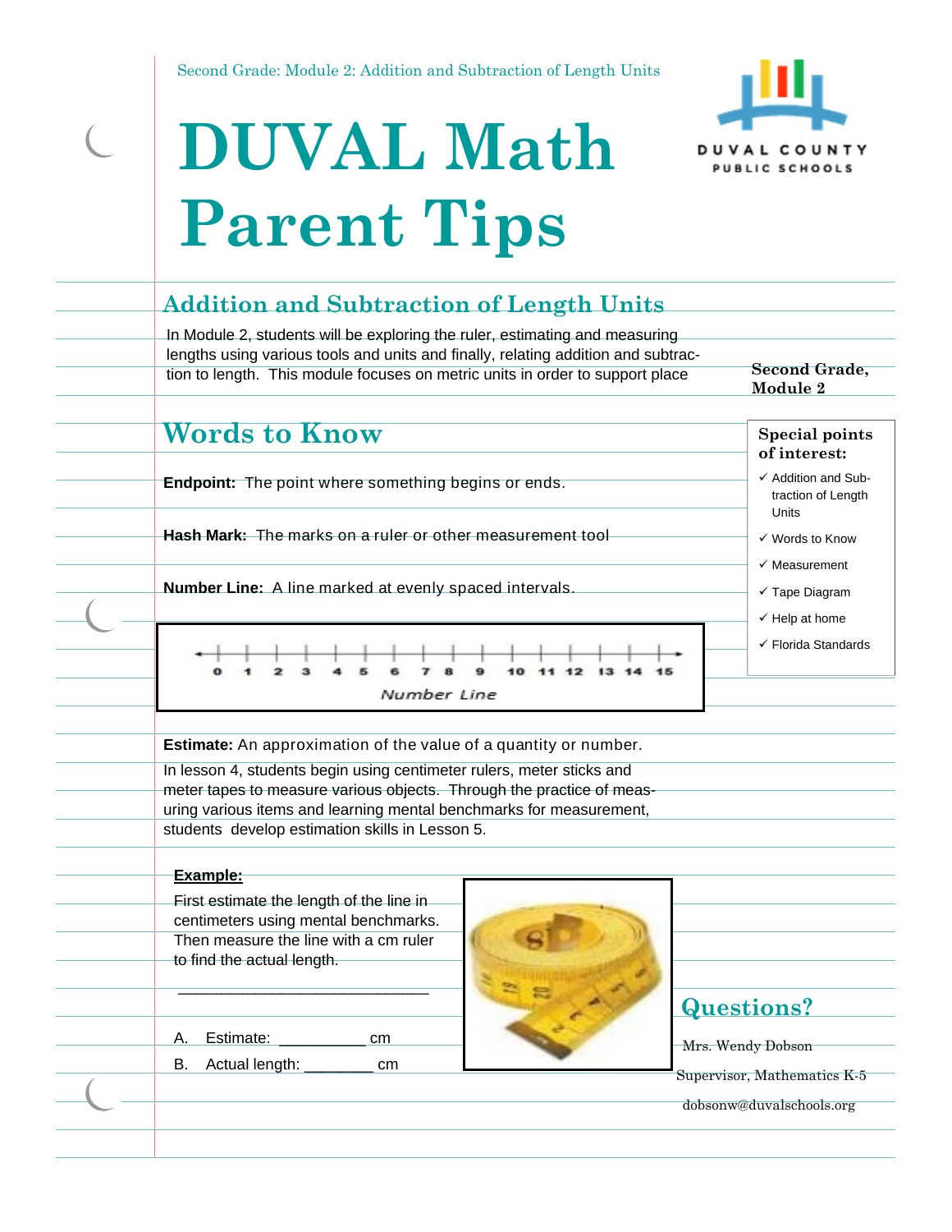Second Grade: Module 2: Addition and Subtraction of Length Units

# DUVAL Math Parent Tips

DUVAL COUNTY PUBLIC SCHOOLS

## Addition and Subtraction of Length Units

In Module 2, students will be exploring the ruler, estimating and measuring lengths using various tools and units and finally, relating addition and subtraction to length. This module focuses on metric units in order to support place

**Second Grade, Module 2**

**Special points of interest:**

- ✓ Addition and Subtraction of Length Units
- ✓ Words to Know
- ✓ Measurement
- ✓ Tape Diagram
- ✓ Help at home
- ✓ Florida Standards

## Words to Know

**Endpoint:** The point where something begins or ends.

**Hash Mark:** The marks on a ruler or other measurement tool

**Number Line:** A line marked at evenly spaced intervals.

0 1 2 3 4 5 6 7 8 9 10 11 12 13 14 15

*Number Line*

**Estimate:** An approximation of the value of a quantity or number.

In lesson 4, students begin using centimeter rulers, meter sticks and meter tapes to measure various objects. Through the practice of measuring various items and learning mental benchmarks for measurement, students develop estimation skills in Lesson 5.

**Example:**

First estimate the length of the line in centimeters using mental benchmarks. Then measure the line with a cm ruler to find the actual length.

\_\_\_\_\_\_\_\_\_\_\_\_\_\_\_\_\_\_\_\_\_\_\_\_\_\_\_\_\_\_

A. Estimate: \_\_\_\_\_\_\_\_\_\_ cm

B. Actual length: \_\_\_\_\_\_\_\_ cm

## Questions?

Mrs. Wendy Dobson

Supervisor, Mathematics K-5

dobsonw@duvalschools.org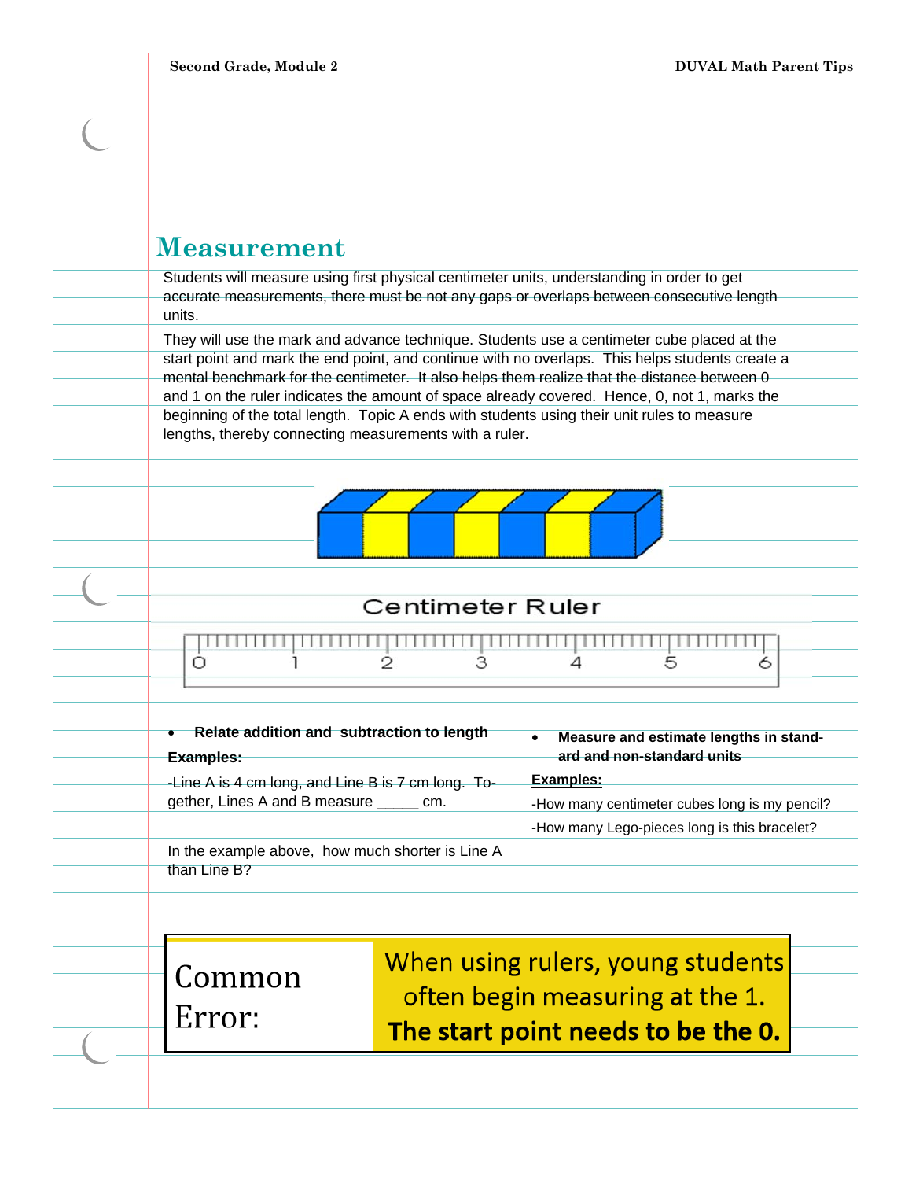# Measurement

Students will measure using first physical centimeter units, understanding in order to get accurate measurements, there must be not any gaps or overlaps between consecutive length units.

They will use the mark and advance technique. Students use a centimeter cube placed at the start point and mark the end point, and continue with no overlaps. This helps students create a mental benchmark for the centimeter. It also helps them realize that the distance between 0 and 1 on the ruler indicates the amount of space already covered. Hence, 0, not 1, marks the beginning of the total length. Topic A ends with students using their unit rules to measure lengths, thereby connecting measurements with a ruler.

Centimeter Ruler

0 1 2 3 4 5 6

- **Relate addition and subtraction to length**

**Examples:**

-Line A is 4 cm long, and Line B is 7 cm long. Together, Lines A and B measure _____ cm.

In the example above, how much shorter is Line A than Line B?

- **Measure and estimate lengths in standard and non-standard units**

**Examples:**

-How many centimeter cubes long is my pencil?

-How many Lego-pieces long is this bracelet?

**Common Error:**

When using rulers, young students often begin measuring at the 1. **The start point needs to be the 0.**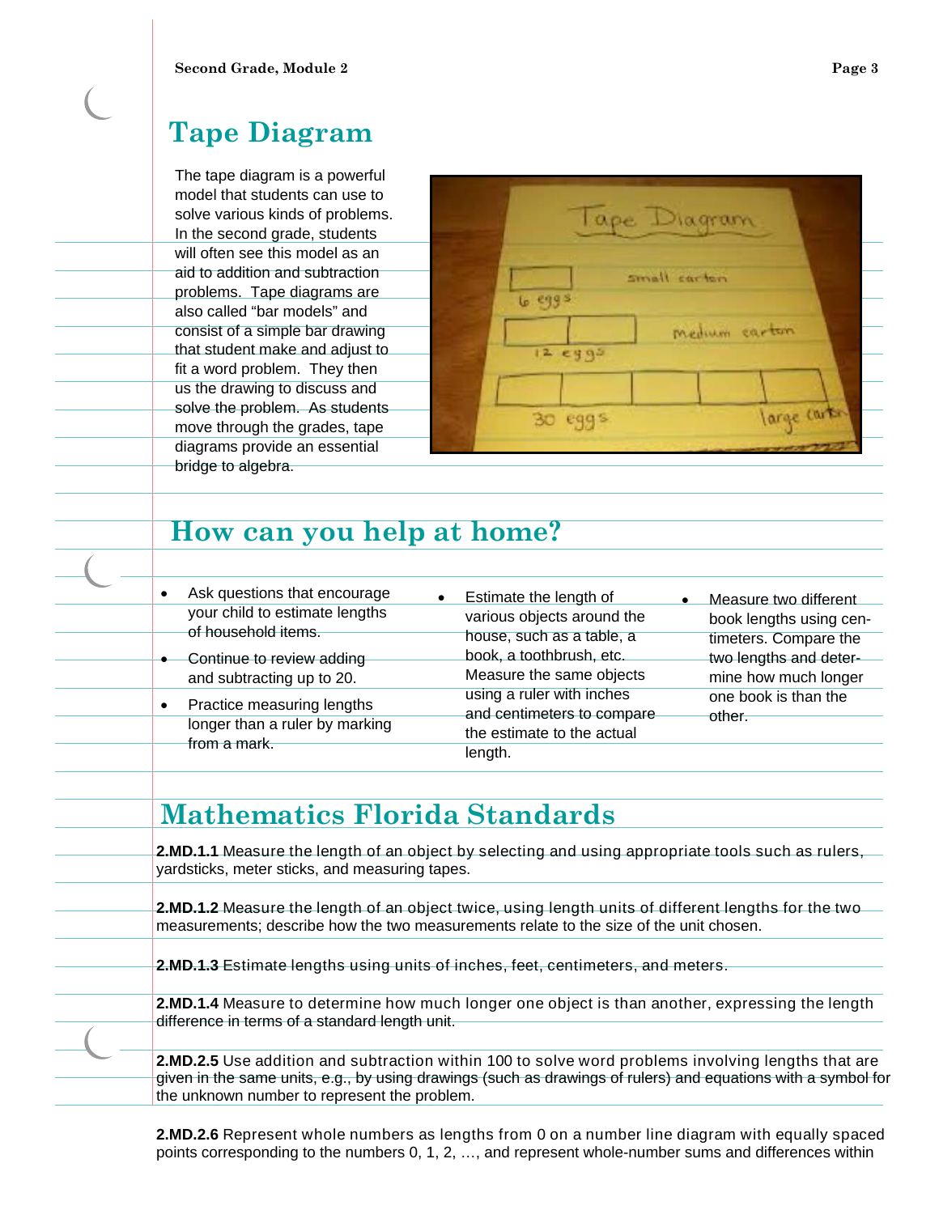## Tape Diagram

The tape diagram is a powerful model that students can use to solve various kinds of problems. In the second grade, students will often see this model as an aid to addition and subtraction problems. Tape diagrams are also called "bar models" and consist of a simple bar drawing that student make and adjust to fit a word problem. They then us the drawing to discuss and solve the problem. As students move through the grades, tape diagrams provide an essential bridge to algebra.

## How can you help at home?

- Ask questions that encourage your child to estimate lengths of household items.
- Continue to review adding and subtracting up to 20.
- Practice measuring lengths longer than a ruler by marking from a mark.
- Estimate the length of various objects around the house, such as a table, a book, a toothbrush, etc. Measure the same objects using a ruler with inches and centimeters to compare the estimate to the actual length.
- Measure two different book lengths using centimeters. Compare the two lengths and determine how much longer one book is than the other.

## Mathematics Florida Standards

**2.MD.1.1** Measure the length of an object by selecting and using appropriate tools such as rulers, yardsticks, meter sticks, and measuring tapes.

**2.MD.1.2** Measure the length of an object twice, using length units of different lengths for the two measurements; describe how the two measurements relate to the size of the unit chosen.

**2.MD.1.3** Estimate lengths using units of inches, feet, centimeters, and meters.

**2.MD.1.4** Measure to determine how much longer one object is than another, expressing the length difference in terms of a standard length unit.

**2.MD.2.5** Use addition and subtraction within 100 to solve word problems involving lengths that are given in the same units, e.g., by using drawings (such as drawings of rulers) and equations with a symbol for the unknown number to represent the problem.

**2.MD.2.6** Represent whole numbers as lengths from 0 on a number line diagram with equally spaced points corresponding to the numbers 0, 1, 2, …, and represent whole-number sums and differences within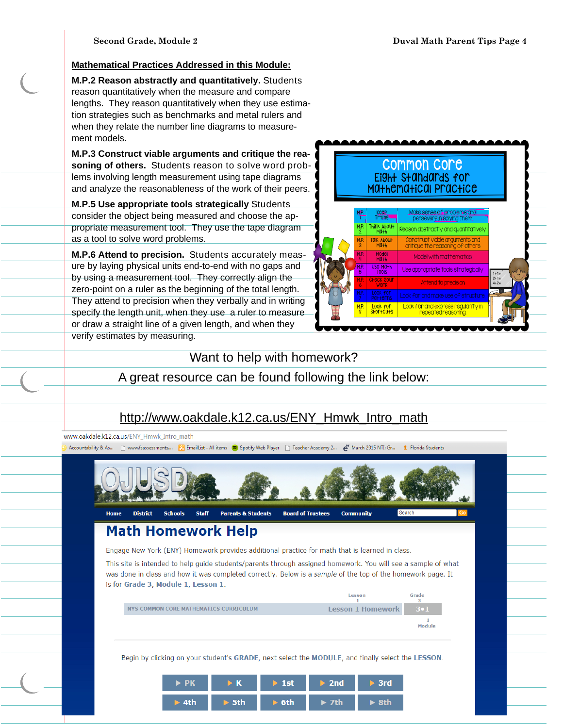## Mathematical Practices Addressed in this Module:

**M.P.2 Reason abstractly and quantitatively.** Students reason quantitatively when the measure and compare lengths. They reason quantitatively when they use estimation strategies such as benchmarks and metal rulers and when they relate the number line diagrams to measurement models.

**M.P.3 Construct viable arguments and critique the reasoning of others.** Students reason to solve word problems involving length measurement using tape diagrams and analyze the reasonableness of the work of their peers.

**M.P.5 Use appropriate tools strategically** Students consider the object being measured and choose the appropriate measurement tool. They use the tape diagram as a tool to solve word problems.

**M.P.6 Attend to precision.** Students accurately measure by laying physical units end-to-end with no gaps and by using a measurement tool. They correctly align the zero-point on a ruler as the beginning of the total length. They attend to precision when they verbally and in writing specify the length unit, when they use a ruler to measure or draw a straight line of a given length, and when they verify estimates by measuring.

**Common Core Eight Standards for Mathematical Practice**

| | | |
|---|---|---|
| M.P. 1 | Keep Trying | Make sense of problems and persevere in solving them |
| M.P. 2 | Think About Math | Reason abstractly and quantitatively |
| M.P. 3 | Talk About Math | Construct viable arguments and critique the reasoning of others |
| M.P. 4 | Model Math | Model with mathematics |
| M.P. 5 | Use Math Tools | Use appropriate tools strategically |
| M.P. 6 | Check your Work | Attend to precision |
| M.P. 7 | Look for Patterns | Look for and make use of structure |
| M.P. 8 | Look for Shortcuts | Look for and express regularity in repeated reasoning |

Want to help with homework?

A great resource can be found following the link below:

http://www.oakdale.k12.ca.us/ENY_Hmwk_Intro_math

www.oakdale.k12.ca.us/ENY_Hmwk_Intro_math

OJUSD

Home | District | Schools | Staff | Parents & Students | Board of Trustees | Community

# Math Homework Help

Engage New York (ENY) Homework provides additional practice for math that is learned in class.

This site is intended to help guide students/parents through assigned homework. You will see a sample of what was done in class and how it was completed correctly. Below is a *sample* of the top of the homework page. It is for **Grade 3**, **Module 1**, **Lesson 1**.

NYS COMMON CORE MATHEMATICS CURRICULUM — Lesson 1 Homework — 3•1 (Lesson 1, Grade 3, Module 1)

Begin by clicking on your student's **GRADE**, next select the **MODULE**, and finally select the **LESSON**.

▶ PK | ▶ K | ▶ 1st | ▶ 2nd | ▶ 3rd
▶ 4th | ▶ 5th | ▶ 6th | ▶ 7th | ▶ 8th